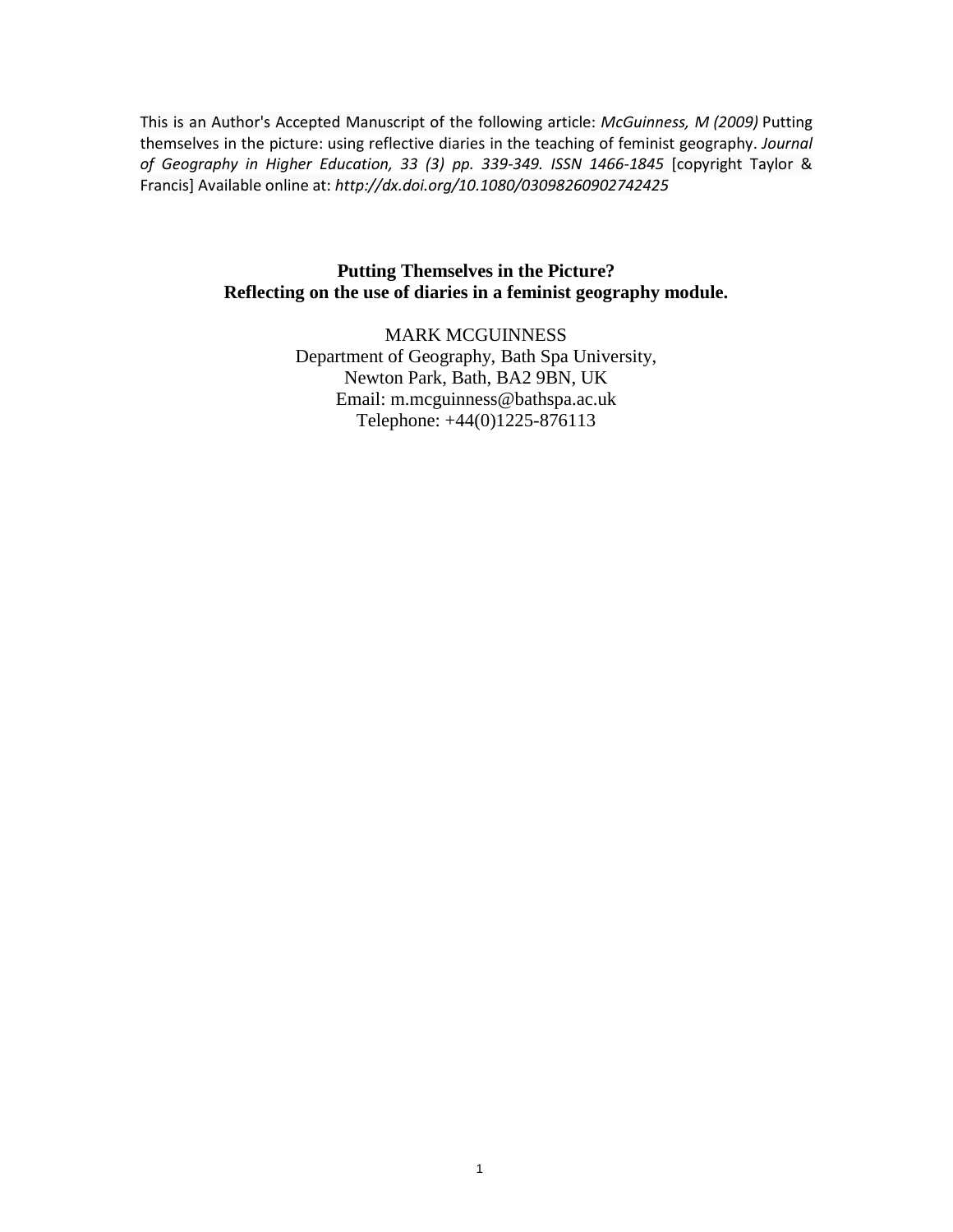This is an Author's Accepted Manuscript of the following article: *McGuinness, M (2009)* Putting themselves in the picture: using reflective diaries in the teaching of feminist geography. *Journal of Geography in Higher Education, 33 (3) pp. 339-349. ISSN 1466-1845* [copyright Taylor & Francis] Available online at: ***http://dx.doi.org/10.1080/03098260902742425***

# Putting Themselves in the Picture? Reflecting on the use of diaries in a feminist geography module.

MARK MCGUINNESS
Department of Geography, Bath Spa University,
Newton Park, Bath, BA2 9BN, UK
Email: m.mcguinness@bathspa.ac.uk
Telephone: +44(0)1225-876113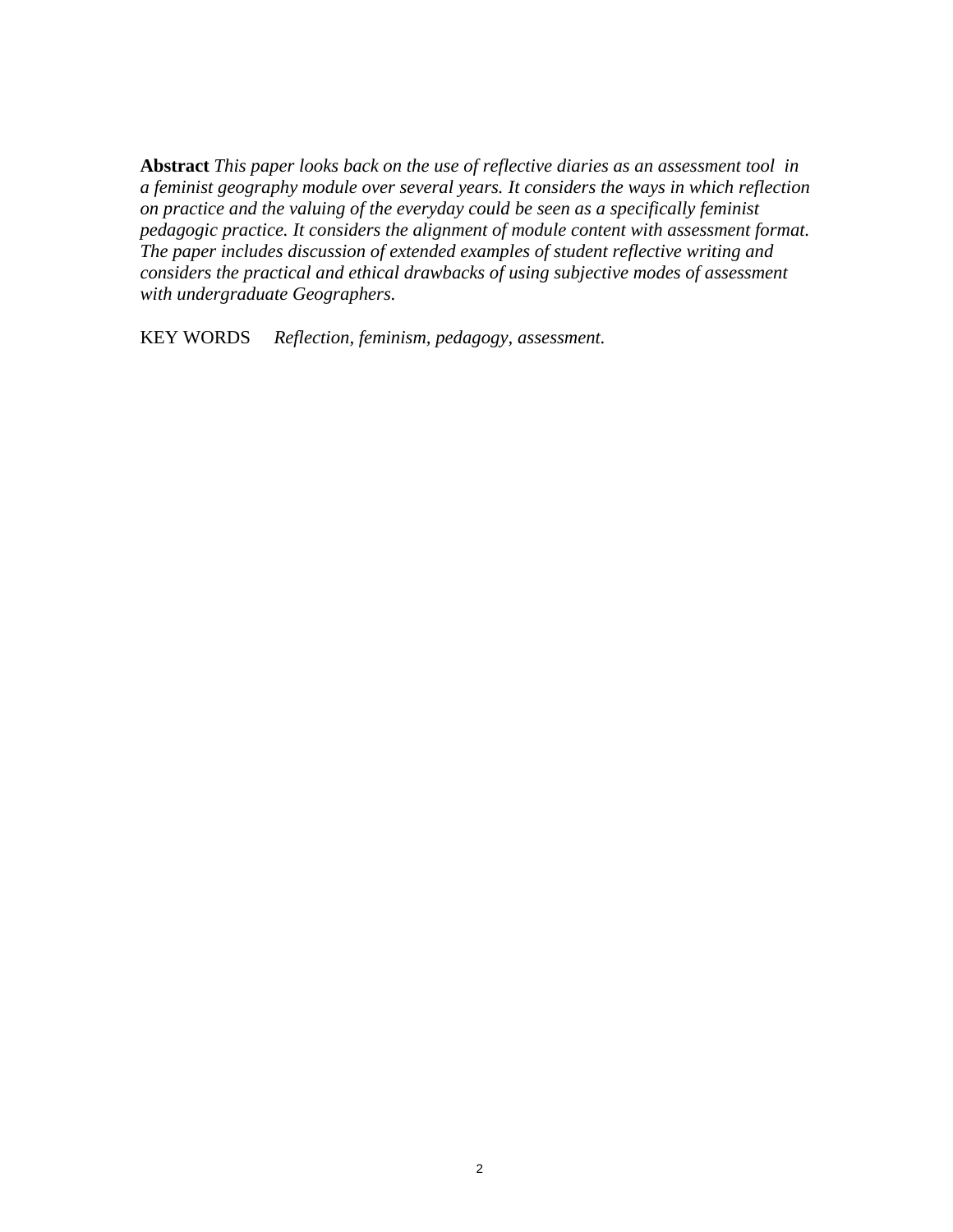**Abstract** *This paper looks back on the use of reflective diaries as an assessment tool in a feminist geography module over several years. It considers the ways in which reflection on practice and the valuing of the everyday could be seen as a specifically feminist pedagogic practice. It considers the alignment of module content with assessment format. The paper includes discussion of extended examples of student reflective writing and considers the practical and ethical drawbacks of using subjective modes of assessment with undergraduate Geographers.*

KEY WORDS *Reflection, feminism, pedagogy, assessment.*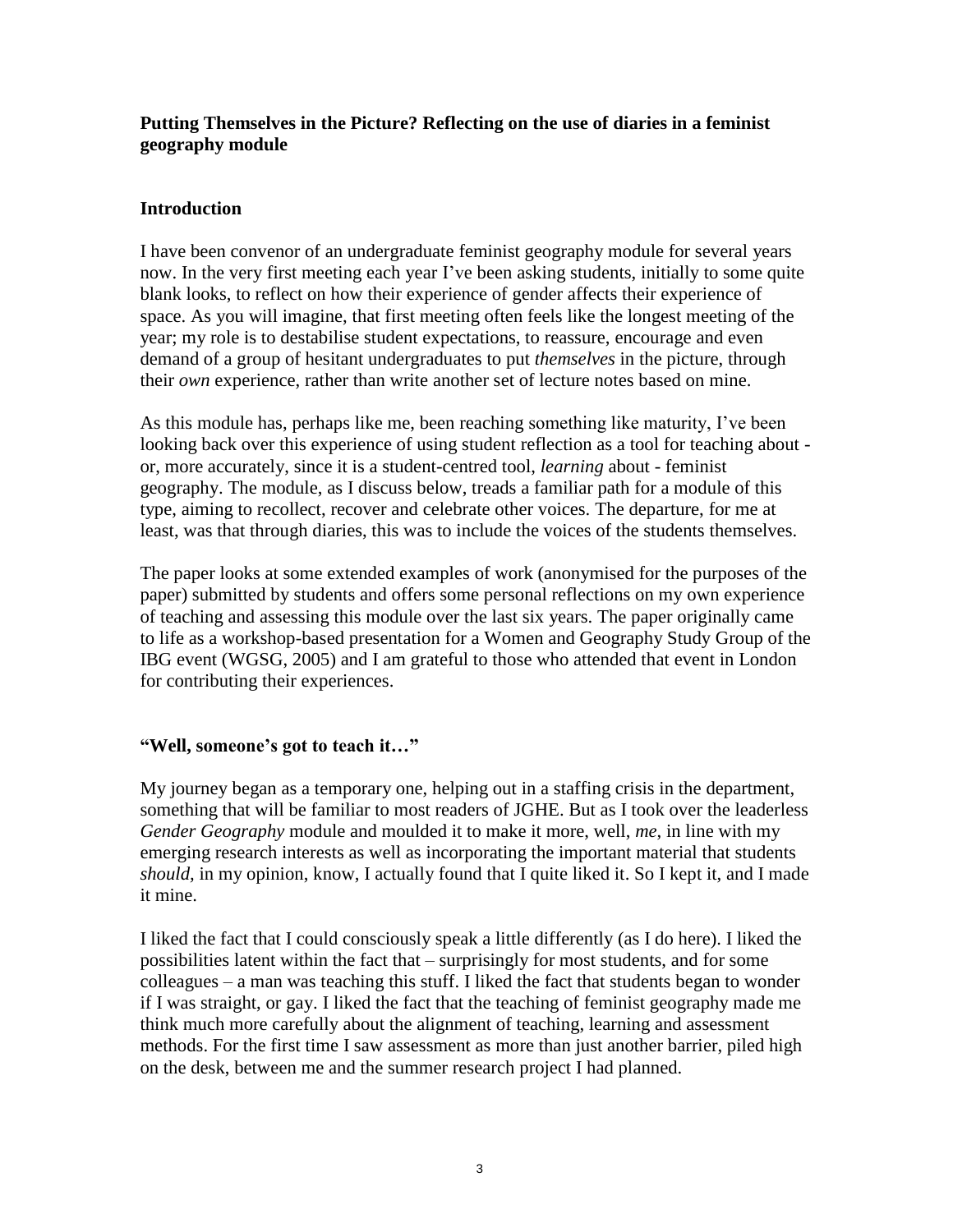**Putting Themselves in the Picture? Reflecting on the use of diaries in a feminist geography module**

## Introduction

I have been convenor of an undergraduate feminist geography module for several years now. In the very first meeting each year I've been asking students, initially to some quite blank looks, to reflect on how their experience of gender affects their experience of space. As you will imagine, that first meeting often feels like the longest meeting of the year; my role is to destabilise student expectations, to reassure, encourage and even demand of a group of hesitant undergraduates to put *themselves* in the picture, through their *own* experience, rather than write another set of lecture notes based on mine.

As this module has, perhaps like me, been reaching something like maturity, I've been looking back over this experience of using student reflection as a tool for teaching about - or, more accurately, since it is a student-centred tool, *learning* about - feminist geography. The module, as I discuss below, treads a familiar path for a module of this type, aiming to recollect, recover and celebrate other voices. The departure, for me at least, was that through diaries, this was to include the voices of the students themselves.

The paper looks at some extended examples of work (anonymised for the purposes of the paper) submitted by students and offers some personal reflections on my own experience of teaching and assessing this module over the last six years. The paper originally came to life as a workshop-based presentation for a Women and Geography Study Group of the IBG event (WGSG, 2005) and I am grateful to those who attended that event in London for contributing their experiences.

## "Well, someone's got to teach it…"

My journey began as a temporary one, helping out in a staffing crisis in the department, something that will be familiar to most readers of JGHE. But as I took over the leaderless *Gender Geography* module and moulded it to make it more, well, *me*, in line with my emerging research interests as well as incorporating the important material that students *should*, in my opinion, know, I actually found that I quite liked it. So I kept it, and I made it mine.

I liked the fact that I could consciously speak a little differently (as I do here). I liked the possibilities latent within the fact that – surprisingly for most students, and for some colleagues – a man was teaching this stuff. I liked the fact that students began to wonder if I was straight, or gay. I liked the fact that the teaching of feminist geography made me think much more carefully about the alignment of teaching, learning and assessment methods. For the first time I saw assessment as more than just another barrier, piled high on the desk, between me and the summer research project I had planned.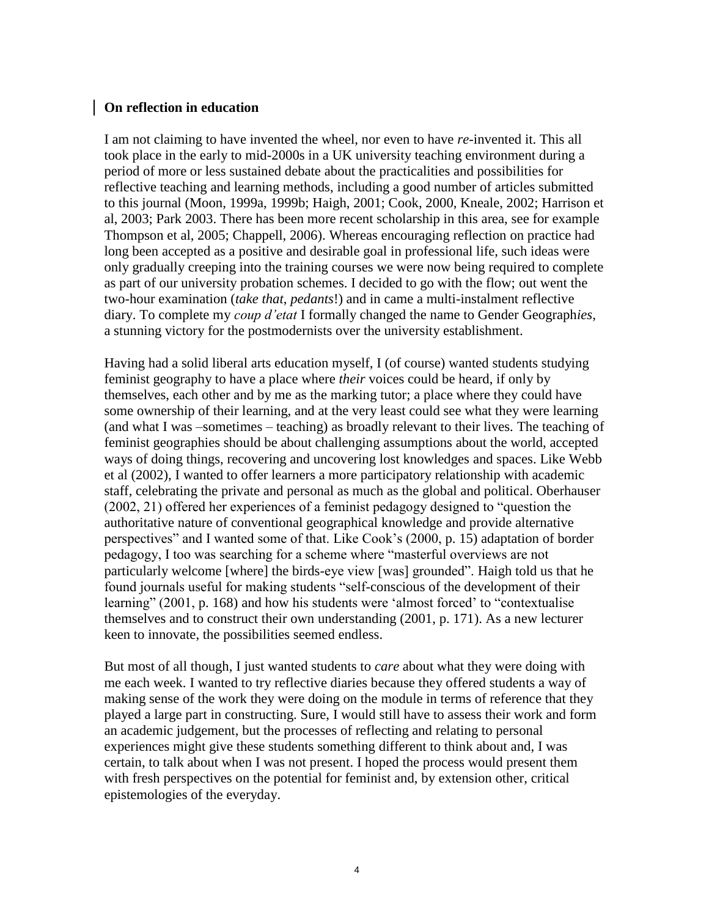## On reflection in education

I am not claiming to have invented the wheel, nor even to have *re*-invented it. This all took place in the early to mid-2000s in a UK university teaching environment during a period of more or less sustained debate about the practicalities and possibilities for reflective teaching and learning methods, including a good number of articles submitted to this journal (Moon, 1999a, 1999b; Haigh, 2001; Cook, 2000, Kneale, 2002; Harrison et al, 2003; Park 2003. There has been more recent scholarship in this area, see for example Thompson et al, 2005; Chappell, 2006). Whereas encouraging reflection on practice had long been accepted as a positive and desirable goal in professional life, such ideas were only gradually creeping into the training courses we were now being required to complete as part of our university probation schemes. I decided to go with the flow; out went the two-hour examination (*take that*, *pedants*!) and in came a multi-instalment reflective diary. To complete my *coup d'etat* I formally changed the name to Gender Geograph*ies*, a stunning victory for the postmodernists over the university establishment.

Having had a solid liberal arts education myself, I (of course) wanted students studying feminist geography to have a place where *their* voices could be heard, if only by themselves, each other and by me as the marking tutor; a place where they could have some ownership of their learning, and at the very least could see what they were learning (and what I was –sometimes – teaching) as broadly relevant to their lives. The teaching of feminist geographies should be about challenging assumptions about the world, accepted ways of doing things, recovering and uncovering lost knowledges and spaces. Like Webb et al (2002), I wanted to offer learners a more participatory relationship with academic staff, celebrating the private and personal as much as the global and political. Oberhauser (2002, 21) offered her experiences of a feminist pedagogy designed to "question the authoritative nature of conventional geographical knowledge and provide alternative perspectives" and I wanted some of that. Like Cook's (2000, p. 15) adaptation of border pedagogy, I too was searching for a scheme where "masterful overviews are not particularly welcome [where] the birds-eye view [was] grounded". Haigh told us that he found journals useful for making students "self-conscious of the development of their learning" (2001, p. 168) and how his students were 'almost forced' to "contextualise themselves and to construct their own understanding (2001, p. 171). As a new lecturer keen to innovate, the possibilities seemed endless.

But most of all though, I just wanted students to *care* about what they were doing with me each week. I wanted to try reflective diaries because they offered students a way of making sense of the work they were doing on the module in terms of reference that they played a large part in constructing. Sure, I would still have to assess their work and form an academic judgement, but the processes of reflecting and relating to personal experiences might give these students something different to think about and, I was certain, to talk about when I was not present. I hoped the process would present them with fresh perspectives on the potential for feminist and, by extension other, critical epistemologies of the everyday.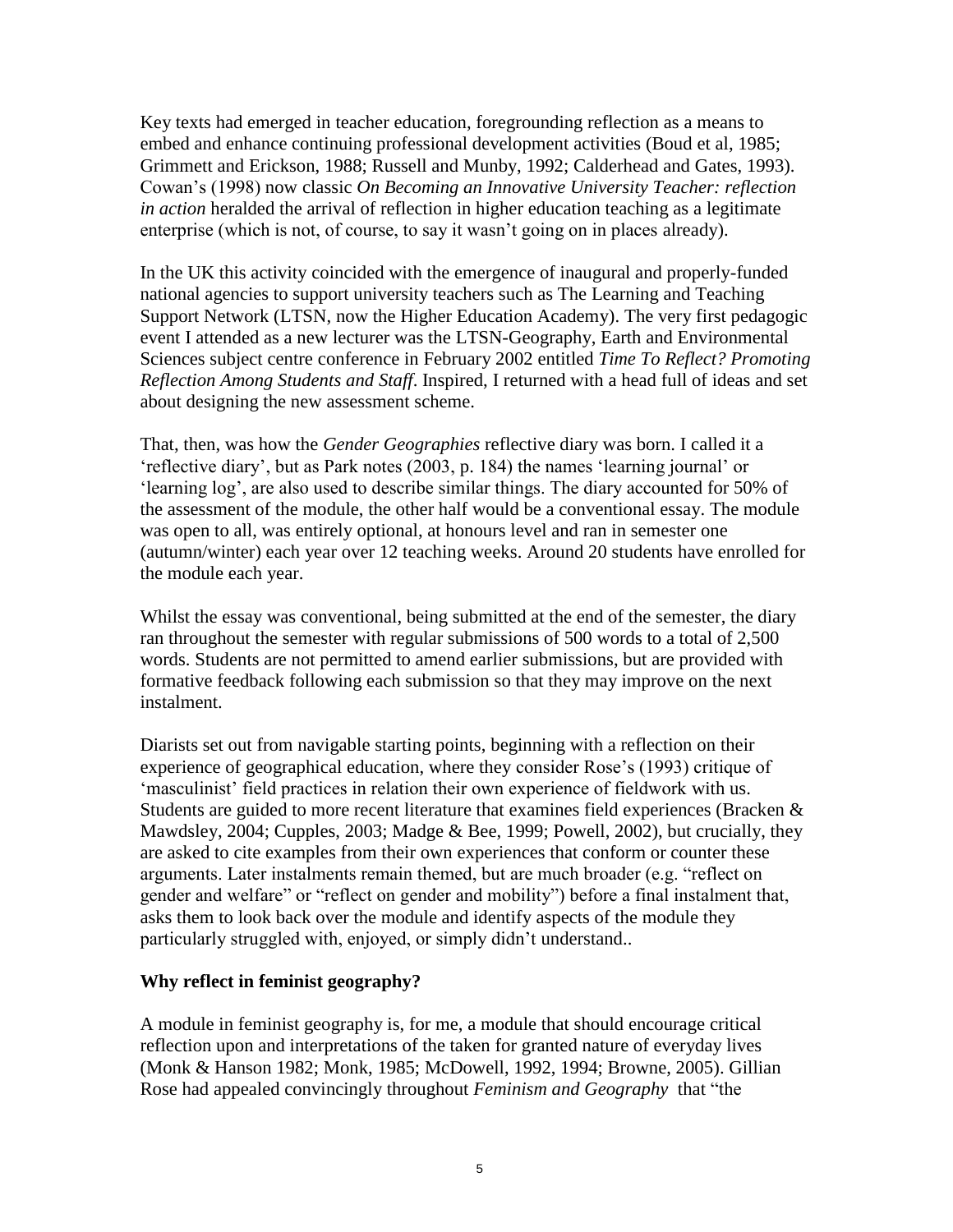Key texts had emerged in teacher education, foregrounding reflection as a means to embed and enhance continuing professional development activities (Boud et al, 1985; Grimmett and Erickson, 1988; Russell and Munby, 1992; Calderhead and Gates, 1993). Cowan's (1998) now classic *On Becoming an Innovative University Teacher: reflection in action* heralded the arrival of reflection in higher education teaching as a legitimate enterprise (which is not, of course, to say it wasn't going on in places already).

In the UK this activity coincided with the emergence of inaugural and properly-funded national agencies to support university teachers such as The Learning and Teaching Support Network (LTSN, now the Higher Education Academy). The very first pedagogic event I attended as a new lecturer was the LTSN-Geography, Earth and Environmental Sciences subject centre conference in February 2002 entitled *Time To Reflect? Promoting Reflection Among Students and Staff*. Inspired, I returned with a head full of ideas and set about designing the new assessment scheme.

That, then, was how the *Gender Geographies* reflective diary was born. I called it a 'reflective diary', but as Park notes (2003, p. 184) the names 'learning journal' or 'learning log', are also used to describe similar things. The diary accounted for 50% of the assessment of the module, the other half would be a conventional essay. The module was open to all, was entirely optional, at honours level and ran in semester one (autumn/winter) each year over 12 teaching weeks. Around 20 students have enrolled for the module each year.

Whilst the essay was conventional, being submitted at the end of the semester, the diary ran throughout the semester with regular submissions of 500 words to a total of 2,500 words. Students are not permitted to amend earlier submissions, but are provided with formative feedback following each submission so that they may improve on the next instalment.

Diarists set out from navigable starting points, beginning with a reflection on their experience of geographical education, where they consider Rose's (1993) critique of 'masculinist' field practices in relation their own experience of fieldwork with us. Students are guided to more recent literature that examines field experiences (Bracken & Mawdsley, 2004; Cupples, 2003; Madge & Bee, 1999; Powell, 2002), but crucially, they are asked to cite examples from their own experiences that conform or counter these arguments. Later instalments remain themed, but are much broader (e.g. "reflect on gender and welfare" or "reflect on gender and mobility") before a final instalment that, asks them to look back over the module and identify aspects of the module they particularly struggled with, enjoyed, or simply didn't understand..

**Why reflect in feminist geography?**

A module in feminist geography is, for me, a module that should encourage critical reflection upon and interpretations of the taken for granted nature of everyday lives (Monk & Hanson 1982; Monk, 1985; McDowell, 1992, 1994; Browne, 2005). Gillian Rose had appealed convincingly throughout *Feminism and Geography* that "the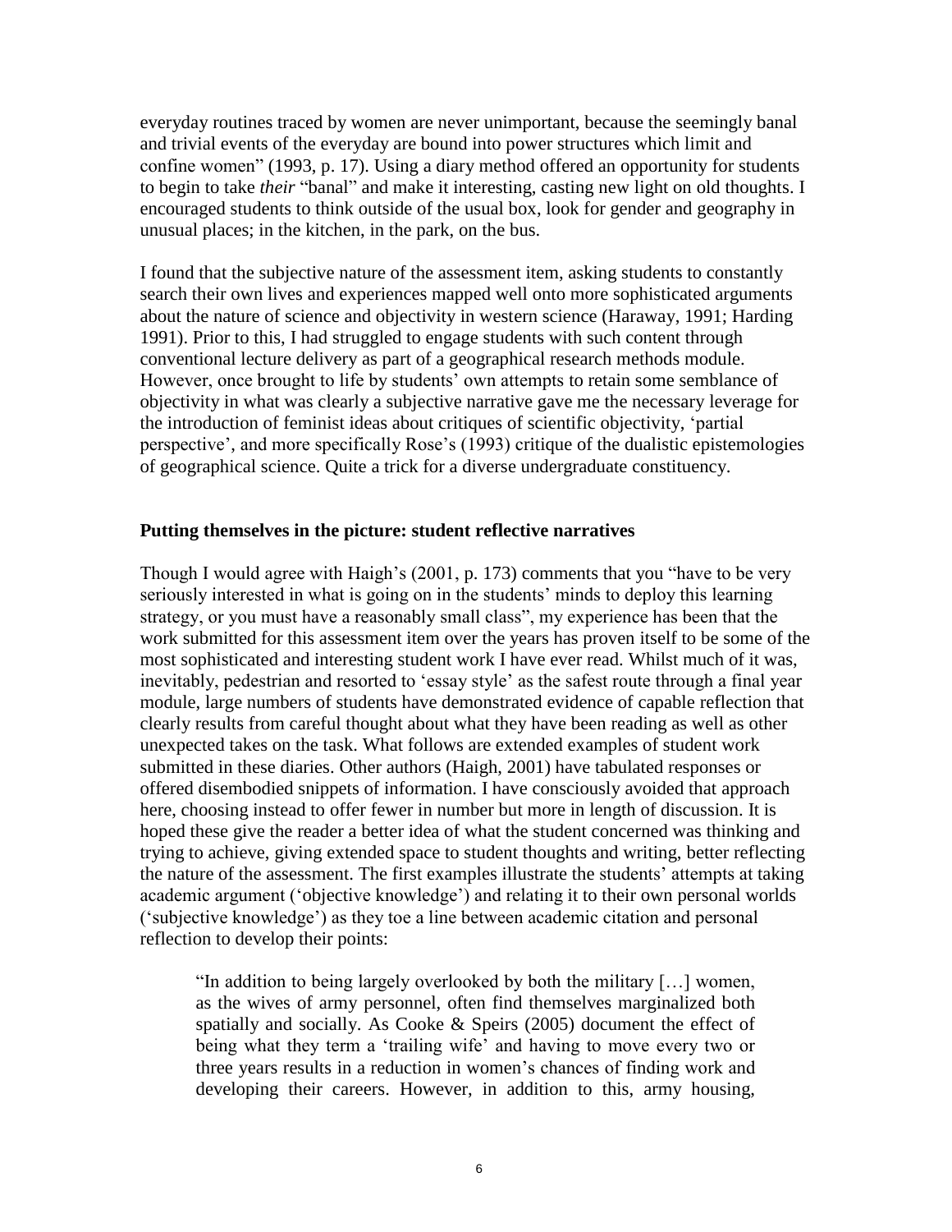everyday routines traced by women are never unimportant, because the seemingly banal and trivial events of the everyday are bound into power structures which limit and confine women" (1993, p. 17). Using a diary method offered an opportunity for students to begin to take *their* "banal" and make it interesting, casting new light on old thoughts. I encouraged students to think outside of the usual box, look for gender and geography in unusual places; in the kitchen, in the park, on the bus.

I found that the subjective nature of the assessment item, asking students to constantly search their own lives and experiences mapped well onto more sophisticated arguments about the nature of science and objectivity in western science (Haraway, 1991; Harding 1991). Prior to this, I had struggled to engage students with such content through conventional lecture delivery as part of a geographical research methods module. However, once brought to life by students' own attempts to retain some semblance of objectivity in what was clearly a subjective narrative gave me the necessary leverage for the introduction of feminist ideas about critiques of scientific objectivity, 'partial perspective', and more specifically Rose's (1993) critique of the dualistic epistemologies of geographical science. Quite a trick for a diverse undergraduate constituency.

**Putting themselves in the picture: student reflective narratives**

Though I would agree with Haigh's (2001, p. 173) comments that you "have to be very seriously interested in what is going on in the students' minds to deploy this learning strategy, or you must have a reasonably small class", my experience has been that the work submitted for this assessment item over the years has proven itself to be some of the most sophisticated and interesting student work I have ever read. Whilst much of it was, inevitably, pedestrian and resorted to 'essay style' as the safest route through a final year module, large numbers of students have demonstrated evidence of capable reflection that clearly results from careful thought about what they have been reading as well as other unexpected takes on the task. What follows are extended examples of student work submitted in these diaries. Other authors (Haigh, 2001) have tabulated responses or offered disembodied snippets of information. I have consciously avoided that approach here, choosing instead to offer fewer in number but more in length of discussion. It is hoped these give the reader a better idea of what the student concerned was thinking and trying to achieve, giving extended space to student thoughts and writing, better reflecting the nature of the assessment. The first examples illustrate the students' attempts at taking academic argument ('objective knowledge') and relating it to their own personal worlds ('subjective knowledge') as they toe a line between academic citation and personal reflection to develop their points:

> "In addition to being largely overlooked by both the military […] women, as the wives of army personnel, often find themselves marginalized both spatially and socially. As Cooke & Speirs (2005) document the effect of being what they term a 'trailing wife' and having to move every two or three years results in a reduction in women's chances of finding work and developing their careers. However, in addition to this, army housing,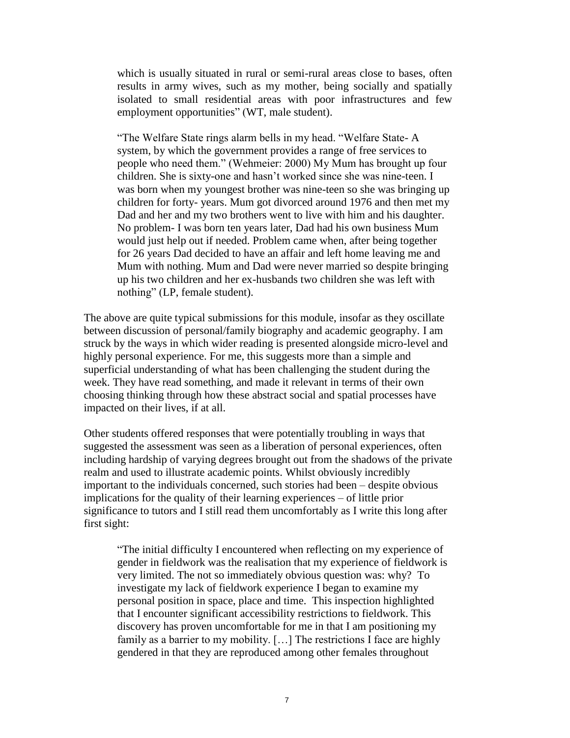> which is usually situated in rural or semi-rural areas close to bases, often results in army wives, such as my mother, being socially and spatially isolated to small residential areas with poor infrastructures and few employment opportunities" (WT, male student).
>
> "The Welfare State rings alarm bells in my head. "Welfare State- A system, by which the government provides a range of free services to people who need them." (Wehmeier: 2000) My Mum has brought up four children. She is sixty-one and hasn't worked since she was nine-teen. I was born when my youngest brother was nine-teen so she was bringing up children for forty- years. Mum got divorced around 1976 and then met my Dad and her and my two brothers went to live with him and his daughter. No problem- I was born ten years later, Dad had his own business Mum would just help out if needed. Problem came when, after being together for 26 years Dad decided to have an affair and left home leaving me and Mum with nothing. Mum and Dad were never married so despite bringing up his two children and her ex-husbands two children she was left with nothing" (LP, female student).

The above are quite typical submissions for this module, insofar as they oscillate between discussion of personal/family biography and academic geography. I am struck by the ways in which wider reading is presented alongside micro-level and highly personal experience. For me, this suggests more than a simple and superficial understanding of what has been challenging the student during the week. They have read something, and made it relevant in terms of their own choosing thinking through how these abstract social and spatial processes have impacted on their lives, if at all.

Other students offered responses that were potentially troubling in ways that suggested the assessment was seen as a liberation of personal experiences, often including hardship of varying degrees brought out from the shadows of the private realm and used to illustrate academic points. Whilst obviously incredibly important to the individuals concerned, such stories had been – despite obvious implications for the quality of their learning experiences – of little prior significance to tutors and I still read them uncomfortably as I write this long after first sight:

> "The initial difficulty I encountered when reflecting on my experience of gender in fieldwork was the realisation that my experience of fieldwork is very limited. The not so immediately obvious question was: why? To investigate my lack of fieldwork experience I began to examine my personal position in space, place and time. This inspection highlighted that I encounter significant accessibility restrictions to fieldwork. This discovery has proven uncomfortable for me in that I am positioning my family as a barrier to my mobility. […] The restrictions I face are highly gendered in that they are reproduced among other females throughout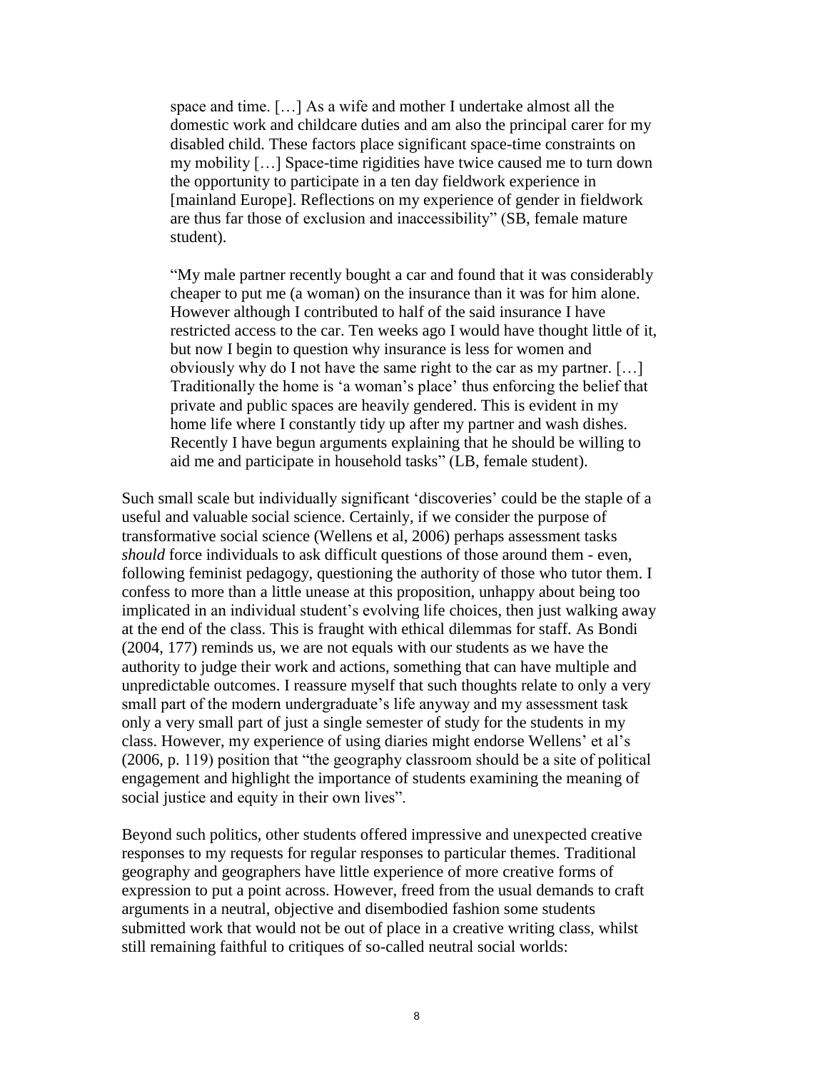> space and time. […] As a wife and mother I undertake almost all the domestic work and childcare duties and am also the principal carer for my disabled child. These factors place significant space-time constraints on my mobility […] Space-time rigidities have twice caused me to turn down the opportunity to participate in a ten day fieldwork experience in [mainland Europe]. Reflections on my experience of gender in fieldwork are thus far those of exclusion and inaccessibility" (SB, female mature student).

> "My male partner recently bought a car and found that it was considerably cheaper to put me (a woman) on the insurance than it was for him alone. However although I contributed to half of the said insurance I have restricted access to the car. Ten weeks ago I would have thought little of it, but now I begin to question why insurance is less for women and obviously why do I not have the same right to the car as my partner. […] Traditionally the home is 'a woman's place' thus enforcing the belief that private and public spaces are heavily gendered. This is evident in my home life where I constantly tidy up after my partner and wash dishes. Recently I have begun arguments explaining that he should be willing to aid me and participate in household tasks" (LB, female student).

Such small scale but individually significant 'discoveries' could be the staple of a useful and valuable social science. Certainly, if we consider the purpose of transformative social science (Wellens et al, 2006) perhaps assessment tasks *should* force individuals to ask difficult questions of those around them - even, following feminist pedagogy, questioning the authority of those who tutor them. I confess to more than a little unease at this proposition, unhappy about being too implicated in an individual student's evolving life choices, then just walking away at the end of the class. This is fraught with ethical dilemmas for staff. As Bondi (2004, 177) reminds us, we are not equals with our students as we have the authority to judge their work and actions, something that can have multiple and unpredictable outcomes. I reassure myself that such thoughts relate to only a very small part of the modern undergraduate's life anyway and my assessment task only a very small part of just a single semester of study for the students in my class. However, my experience of using diaries might endorse Wellens' et al's (2006, p. 119) position that "the geography classroom should be a site of political engagement and highlight the importance of students examining the meaning of social justice and equity in their own lives".

Beyond such politics, other students offered impressive and unexpected creative responses to my requests for regular responses to particular themes. Traditional geography and geographers have little experience of more creative forms of expression to put a point across. However, freed from the usual demands to craft arguments in a neutral, objective and disembodied fashion some students submitted work that would not be out of place in a creative writing class, whilst still remaining faithful to critiques of so-called neutral social worlds: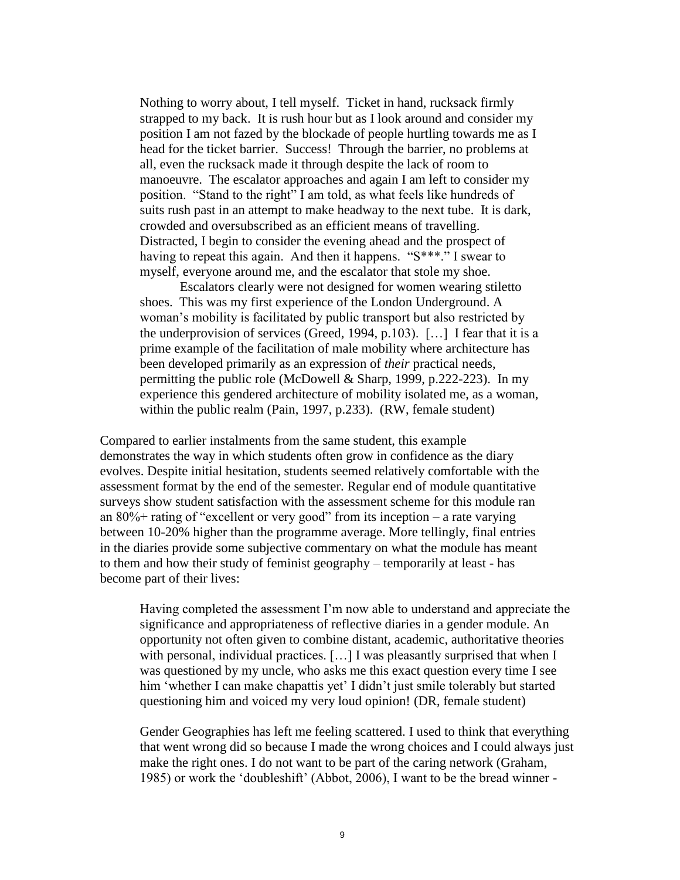> Nothing to worry about, I tell myself. Ticket in hand, rucksack firmly strapped to my back. It is rush hour but as I look around and consider my position I am not fazed by the blockade of people hurtling towards me as I head for the ticket barrier. Success! Through the barrier, no problems at all, even the rucksack made it through despite the lack of room to manoeuvre. The escalator approaches and again I am left to consider my position. "Stand to the right" I am told, as what feels like hundreds of suits rush past in an attempt to make headway to the next tube. It is dark, crowded and oversubscribed as an efficient means of travelling. Distracted, I begin to consider the evening ahead and the prospect of having to repeat this again. And then it happens. "S***." I swear to myself, everyone around me, and the escalator that stole my shoe.
>
> Escalators clearly were not designed for women wearing stiletto shoes. This was my first experience of the London Underground. A woman's mobility is facilitated by public transport but also restricted by the underprovision of services (Greed, 1994, p.103). […] I fear that it is a prime example of the facilitation of male mobility where architecture has been developed primarily as an expression of *their* practical needs, permitting the public role (McDowell & Sharp, 1999, p.222-223). In my experience this gendered architecture of mobility isolated me, as a woman, within the public realm (Pain, 1997, p.233). (RW, female student)

Compared to earlier instalments from the same student, this example demonstrates the way in which students often grow in confidence as the diary evolves. Despite initial hesitation, students seemed relatively comfortable with the assessment format by the end of the semester. Regular end of module quantitative surveys show student satisfaction with the assessment scheme for this module ran an 80%+ rating of "excellent or very good" from its inception – a rate varying between 10-20% higher than the programme average. More tellingly, final entries in the diaries provide some subjective commentary on what the module has meant to them and how their study of feminist geography – temporarily at least - has become part of their lives:

> Having completed the assessment I'm now able to understand and appreciate the significance and appropriateness of reflective diaries in a gender module. An opportunity not often given to combine distant, academic, authoritative theories with personal, individual practices. […] I was pleasantly surprised that when I was questioned by my uncle, who asks me this exact question every time I see him 'whether I can make chapattis yet' I didn't just smile tolerably but started questioning him and voiced my very loud opinion! (DR, female student)

> Gender Geographies has left me feeling scattered. I used to think that everything that went wrong did so because I made the wrong choices and I could always just make the right ones. I do not want to be part of the caring network (Graham, 1985) or work the 'doubleshift' (Abbot, 2006), I want to be the bread winner -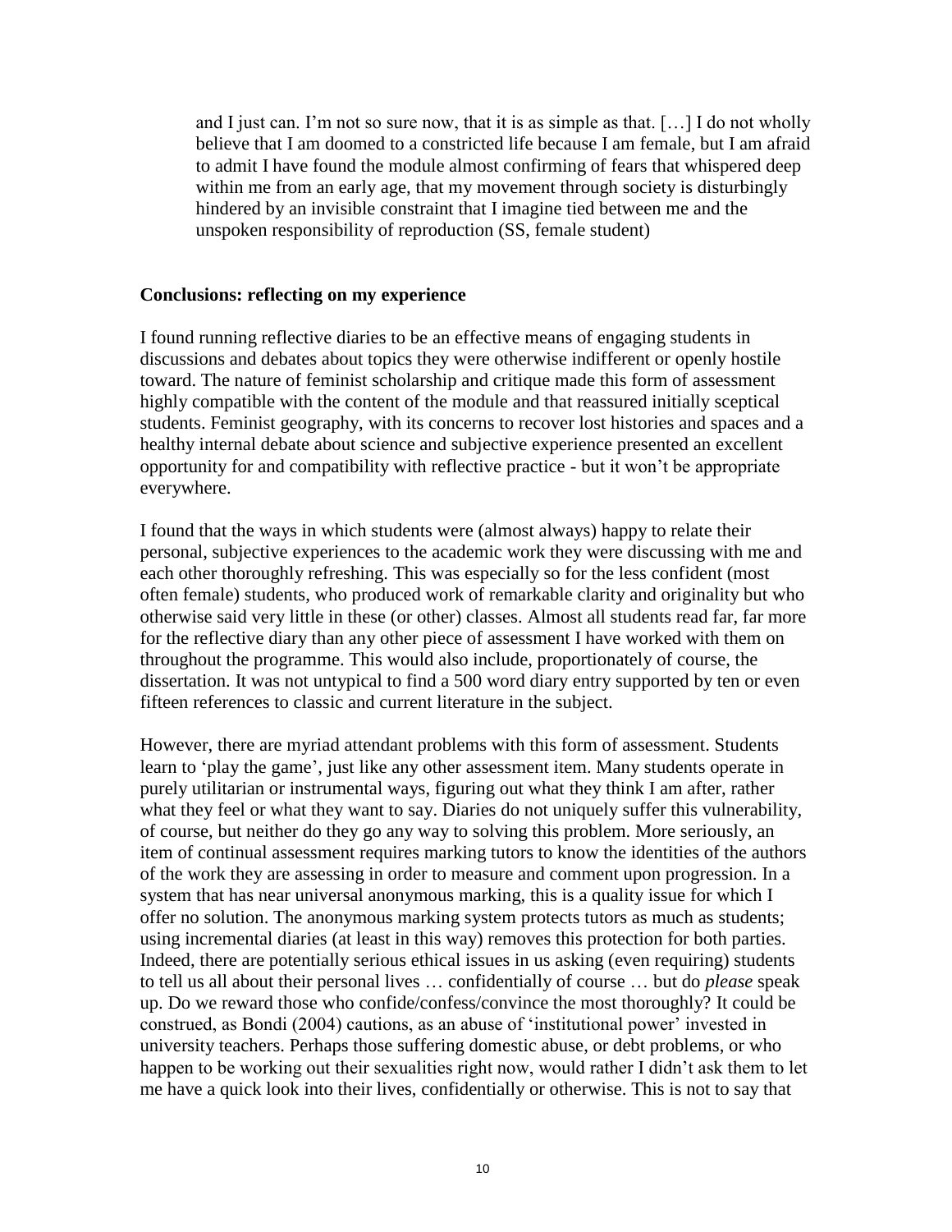> and I just can. I'm not so sure now, that it is as simple as that. […] I do not wholly believe that I am doomed to a constricted life because I am female, but I am afraid to admit I have found the module almost confirming of fears that whispered deep within me from an early age, that my movement through society is disturbingly hindered by an invisible constraint that I imagine tied between me and the unspoken responsibility of reproduction (SS, female student)

**Conclusions: reflecting on my experience**

I found running reflective diaries to be an effective means of engaging students in discussions and debates about topics they were otherwise indifferent or openly hostile toward. The nature of feminist scholarship and critique made this form of assessment highly compatible with the content of the module and that reassured initially sceptical students. Feminist geography, with its concerns to recover lost histories and spaces and a healthy internal debate about science and subjective experience presented an excellent opportunity for and compatibility with reflective practice - but it won't be appropriate everywhere.

I found that the ways in which students were (almost always) happy to relate their personal, subjective experiences to the academic work they were discussing with me and each other thoroughly refreshing. This was especially so for the less confident (most often female) students, who produced work of remarkable clarity and originality but who otherwise said very little in these (or other) classes. Almost all students read far, far more for the reflective diary than any other piece of assessment I have worked with them on throughout the programme. This would also include, proportionately of course, the dissertation. It was not untypical to find a 500 word diary entry supported by ten or even fifteen references to classic and current literature in the subject.

However, there are myriad attendant problems with this form of assessment. Students learn to 'play the game', just like any other assessment item. Many students operate in purely utilitarian or instrumental ways, figuring out what they think I am after, rather what they feel or what they want to say. Diaries do not uniquely suffer this vulnerability, of course, but neither do they go any way to solving this problem. More seriously, an item of continual assessment requires marking tutors to know the identities of the authors of the work they are assessing in order to measure and comment upon progression. In a system that has near universal anonymous marking, this is a quality issue for which I offer no solution. The anonymous marking system protects tutors as much as students; using incremental diaries (at least in this way) removes this protection for both parties. Indeed, there are potentially serious ethical issues in us asking (even requiring) students to tell us all about their personal lives … confidentially of course … but do *please* speak up. Do we reward those who confide/confess/convince the most thoroughly? It could be construed, as Bondi (2004) cautions, as an abuse of 'institutional power' invested in university teachers. Perhaps those suffering domestic abuse, or debt problems, or who happen to be working out their sexualities right now, would rather I didn't ask them to let me have a quick look into their lives, confidentially or otherwise. This is not to say that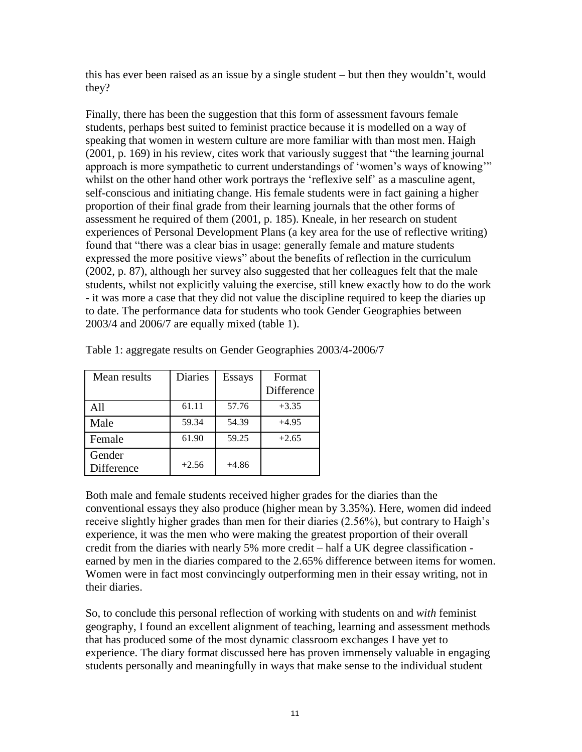this has ever been raised as an issue by a single student – but then they wouldn't, would they?

Finally, there has been the suggestion that this form of assessment favours female students, perhaps best suited to feminist practice because it is modelled on a way of speaking that women in western culture are more familiar with than most men. Haigh (2001, p. 169) in his review, cites work that variously suggest that "the learning journal approach is more sympathetic to current understandings of 'women's ways of knowing'" whilst on the other hand other work portrays the 'reflexive self' as a masculine agent, self-conscious and initiating change. His female students were in fact gaining a higher proportion of their final grade from their learning journals that the other forms of assessment he required of them (2001, p. 185). Kneale, in her research on student experiences of Personal Development Plans (a key area for the use of reflective writing) found that "there was a clear bias in usage: generally female and mature students expressed the more positive views" about the benefits of reflection in the curriculum (2002, p. 87), although her survey also suggested that her colleagues felt that the male students, whilst not explicitly valuing the exercise, still knew exactly how to do the work - it was more a case that they did not value the discipline required to keep the diaries up to date. The performance data for students who took Gender Geographies between 2003/4 and 2006/7 are equally mixed (table 1).

Table 1: aggregate results on Gender Geographies 2003/4-2006/7

| Mean results | Diaries | Essays | Format Difference |
|---|---|---|---|
| All | 61.11 | 57.76 | +3.35 |
| Male | 59.34 | 54.39 | +4.95 |
| Female | 61.90 | 59.25 | +2.65 |
| Gender Difference | +2.56 | +4.86 | |

Both male and female students received higher grades for the diaries than the conventional essays they also produce (higher mean by 3.35%). Here, women did indeed receive slightly higher grades than men for their diaries (2.56%), but contrary to Haigh's experience, it was the men who were making the greatest proportion of their overall credit from the diaries with nearly 5% more credit – half a UK degree classification - earned by men in the diaries compared to the 2.65% difference between items for women. Women were in fact most convincingly outperforming men in their essay writing, not in their diaries.

So, to conclude this personal reflection of working with students on and *with* feminist geography, I found an excellent alignment of teaching, learning and assessment methods that has produced some of the most dynamic classroom exchanges I have yet to experience. The diary format discussed here has proven immensely valuable in engaging students personally and meaningfully in ways that make sense to the individual student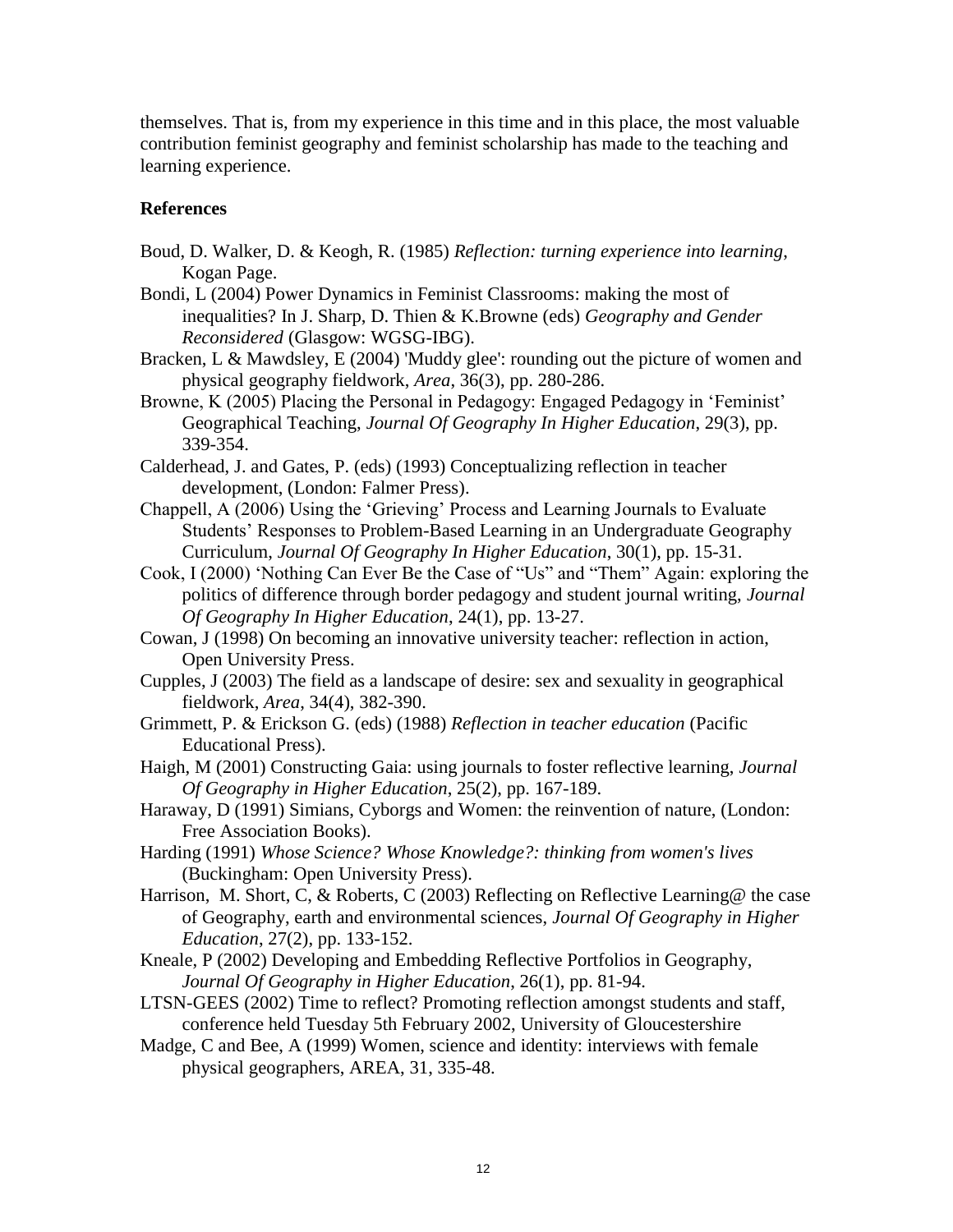themselves. That is, from my experience in this time and in this place, the most valuable contribution feminist geography and feminist scholarship has made to the teaching and learning experience.

## References

Boud, D. Walker, D. & Keogh, R. (1985) *Reflection: turning experience into learning*, Kogan Page.

Bondi, L (2004) Power Dynamics in Feminist Classrooms: making the most of inequalities? In J. Sharp, D. Thien & K.Browne (eds) *Geography and Gender Reconsidered* (Glasgow: WGSG-IBG).

Bracken, L & Mawdsley, E (2004) 'Muddy glee': rounding out the picture of women and physical geography fieldwork, *Area*, 36(3), pp. 280-286.

Browne, K (2005) Placing the Personal in Pedagogy: Engaged Pedagogy in 'Feminist' Geographical Teaching, *Journal Of Geography In Higher Education*, 29(3), pp. 339-354.

Calderhead, J. and Gates, P. (eds) (1993) Conceptualizing reflection in teacher development, (London: Falmer Press).

Chappell, A (2006) Using the 'Grieving' Process and Learning Journals to Evaluate Students' Responses to Problem-Based Learning in an Undergraduate Geography Curriculum, *Journal Of Geography In Higher Education*, 30(1), pp. 15-31.

Cook, I (2000) 'Nothing Can Ever Be the Case of "Us" and "Them" Again: exploring the politics of difference through border pedagogy and student journal writing, *Journal Of Geography In Higher Education*, 24(1), pp. 13-27.

Cowan, J (1998) On becoming an innovative university teacher: reflection in action, Open University Press.

Cupples, J (2003) The field as a landscape of desire: sex and sexuality in geographical fieldwork, *Area*, 34(4), 382-390.

Grimmett, P. & Erickson G. (eds) (1988) *Reflection in teacher education* (Pacific Educational Press).

Haigh, M (2001) Constructing Gaia: using journals to foster reflective learning, *Journal Of Geography in Higher Education*, 25(2), pp. 167-189.

Haraway, D (1991) Simians, Cyborgs and Women: the reinvention of nature, (London: Free Association Books).

Harding (1991) *Whose Science? Whose Knowledge?: thinking from women's lives* (Buckingham: Open University Press).

Harrison, M. Short, C, & Roberts, C (2003) Reflecting on Reflective Learning@ the case of Geography, earth and environmental sciences, *Journal Of Geography in Higher Education*, 27(2), pp. 133-152.

Kneale, P (2002) Developing and Embedding Reflective Portfolios in Geography, *Journal Of Geography in Higher Education*, 26(1), pp. 81-94.

LTSN-GEES (2002) Time to reflect? Promoting reflection amongst students and staff, conference held Tuesday 5th February 2002, University of Gloucestershire

Madge, C and Bee, A (1999) Women, science and identity: interviews with female physical geographers, AREA, 31, 335-48.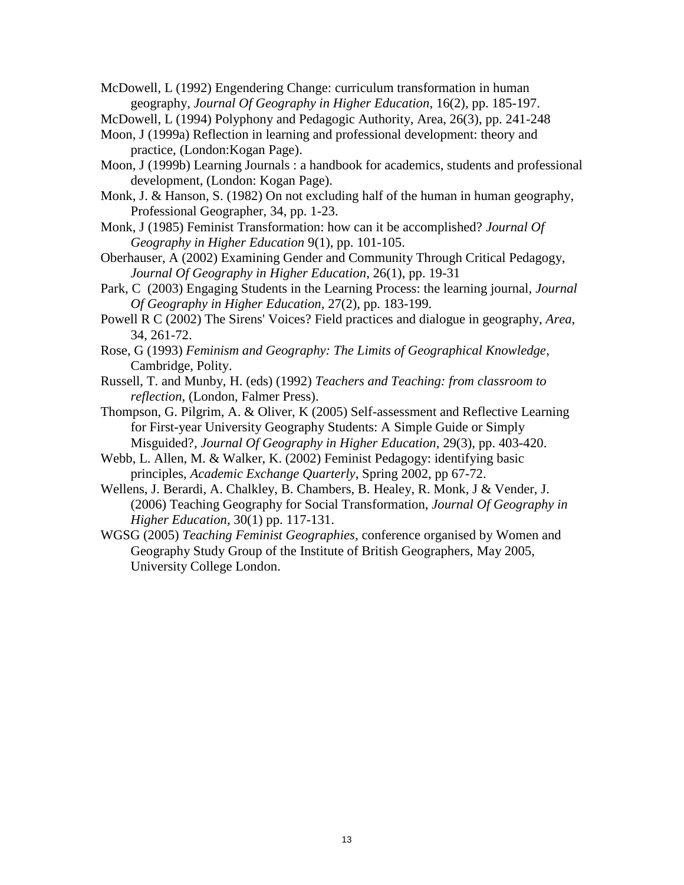McDowell, L (1992) Engendering Change: curriculum transformation in human geography, *Journal Of Geography in Higher Education*, 16(2), pp. 185-197.

McDowell, L (1994) Polyphony and Pedagogic Authority, Area, 26(3), pp. 241-248

Moon, J (1999a) Reflection in learning and professional development: theory and practice, (London:Kogan Page).

Moon, J (1999b) Learning Journals : a handbook for academics, students and professional development, (London: Kogan Page).

Monk, J. & Hanson, S. (1982) On not excluding half of the human in human geography, Professional Geographer, 34, pp. 1-23.

Monk, J (1985) Feminist Transformation: how can it be accomplished? *Journal Of Geography in Higher Education* 9(1), pp. 101-105.

Oberhauser, A (2002) Examining Gender and Community Through Critical Pedagogy, *Journal Of Geography in Higher Education*, 26(1), pp. 19-31

Park, C (2003) Engaging Students in the Learning Process: the learning journal, *Journal Of Geography in Higher Education*, 27(2), pp. 183-199.

Powell R C (2002) The Sirens' Voices? Field practices and dialogue in geography, *Area*, 34, 261-72.

Rose, G (1993) *Feminism and Geography: The Limits of Geographical Knowledge*, Cambridge, Polity.

Russell, T. and Munby, H. (eds) (1992) *Teachers and Teaching: from classroom to reflection*, (London, Falmer Press).

Thompson, G. Pilgrim, A. & Oliver, K (2005) Self-assessment and Reflective Learning for First-year University Geography Students: A Simple Guide or Simply Misguided?, *Journal Of Geography in Higher Education*, 29(3), pp. 403-420.

Webb, L. Allen, M. & Walker, K. (2002) Feminist Pedagogy: identifying basic principles, *Academic Exchange Quarterly*, Spring 2002, pp 67-72.

Wellens, J. Berardi, A. Chalkley, B. Chambers, B. Healey, R. Monk, J & Vender, J. (2006) Teaching Geography for Social Transformation, *Journal Of Geography in Higher Education*, 30(1) pp. 117-131.

WGSG (2005) *Teaching Feminist Geographies*, conference organised by Women and Geography Study Group of the Institute of British Geographers, May 2005, University College London.